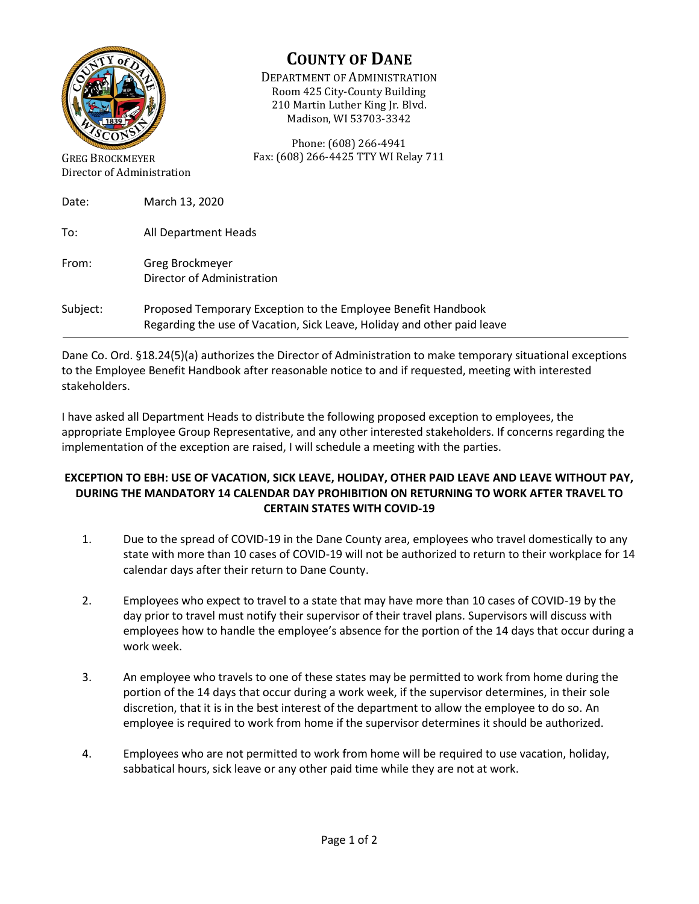# COUNTY OF DANE

DEPARTMENT OF ADMINISTRATION
Room 425 City-County Building
210 Martin Luther King Jr. Blvd.
Madison, WI 53703-3342

Phone: (608) 266-4941
Fax: (608) 266-4425 TTY WI Relay 711

GREG BROCKMEYER
Director of Administration

Date: March 13, 2020

To: All Department Heads

From: Greg Brockmeyer
Director of Administration

Subject: Proposed Temporary Exception to the Employee Benefit Handbook
Regarding the use of Vacation, Sick Leave, Holiday and other paid leave

---

Dane Co. Ord. §18.24(5)(a) authorizes the Director of Administration to make temporary situational exceptions to the Employee Benefit Handbook after reasonable notice to and if requested, meeting with interested stakeholders.

I have asked all Department Heads to distribute the following proposed exception to employees, the appropriate Employee Group Representative, and any other interested stakeholders. If concerns regarding the implementation of the exception are raised, I will schedule a meeting with the parties.

**EXCEPTION TO EBH: USE OF VACATION, SICK LEAVE, HOLIDAY, OTHER PAID LEAVE AND LEAVE WITHOUT PAY, DURING THE MANDATORY 14 CALENDAR DAY PROHIBITION ON RETURNING TO WORK AFTER TRAVEL TO CERTAIN STATES WITH COVID-19**

1. Due to the spread of COVID-19 in the Dane County area, employees who travel domestically to any state with more than 10 cases of COVID-19 will not be authorized to return to their workplace for 14 calendar days after their return to Dane County.

2. Employees who expect to travel to a state that may have more than 10 cases of COVID-19 by the day prior to travel must notify their supervisor of their travel plans. Supervisors will discuss with employees how to handle the employee's absence for the portion of the 14 days that occur during a work week.

3. An employee who travels to one of these states may be permitted to work from home during the portion of the 14 days that occur during a work week, if the supervisor determines, in their sole discretion, that it is in the best interest of the department to allow the employee to do so. An employee is required to work from home if the supervisor determines it should be authorized.

4. Employees who are not permitted to work from home will be required to use vacation, holiday, sabbatical hours, sick leave or any other paid time while they are not at work.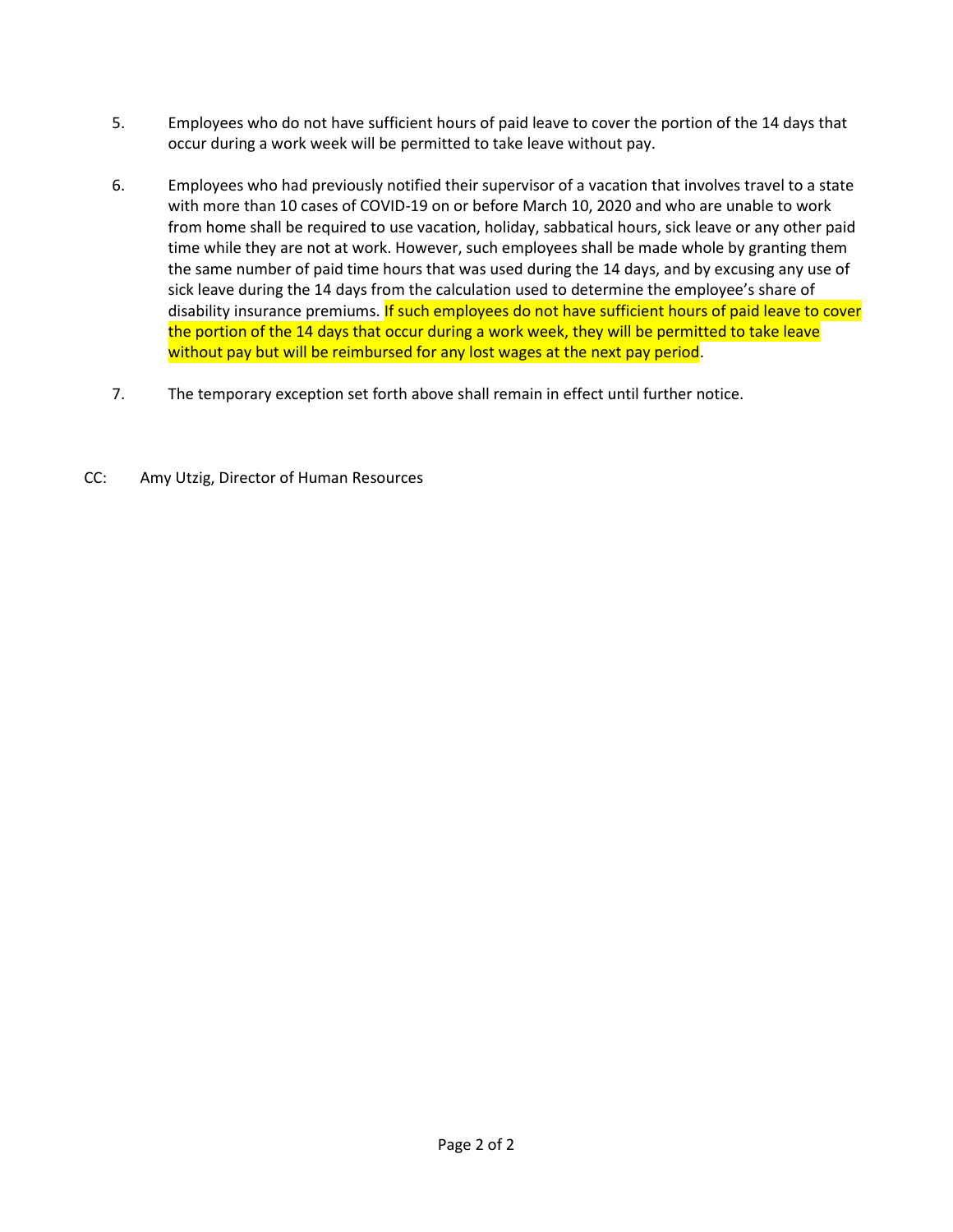5. Employees who do not have sufficient hours of paid leave to cover the portion of the 14 days that occur during a work week will be permitted to take leave without pay.

6. Employees who had previously notified their supervisor of a vacation that involves travel to a state with more than 10 cases of COVID-19 on or before March 10, 2020 and who are unable to work from home shall be required to use vacation, holiday, sabbatical hours, sick leave or any other paid time while they are not at work. However, such employees shall be made whole by granting them the same number of paid time hours that was used during the 14 days, and by excusing any use of sick leave during the 14 days from the calculation used to determine the employee's share of disability insurance premiums. If such employees do not have sufficient hours of paid leave to cover the portion of the 14 days that occur during a work week, they will be permitted to take leave without pay but will be reimbursed for any lost wages at the next pay period.

7. The temporary exception set forth above shall remain in effect until further notice.

CC: Amy Utzig, Director of Human Resources